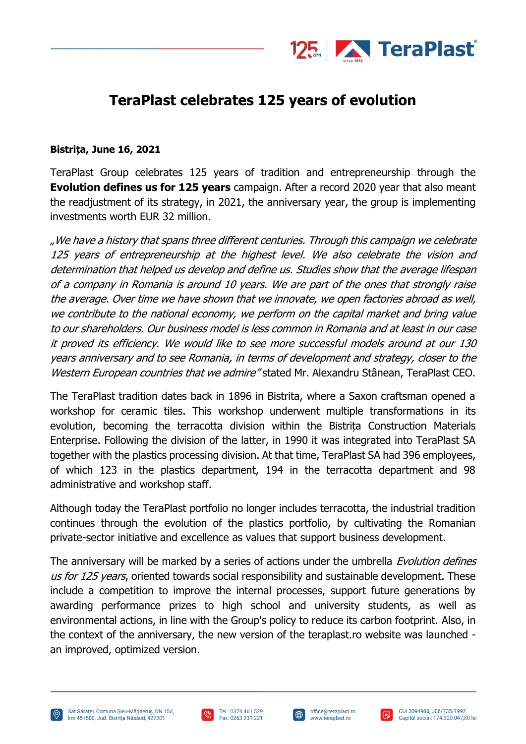# TeraPlast celebrates 125 years of evolution

**Bistrița, June 16, 2021**

TeraPlast Group celebrates 125 years of tradition and entrepreneurship through the **Evolution defines us for 125 years** campaign. After a record 2020 year that also meant the readjustment of its strategy, in 2021, the anniversary year, the group is implementing investments worth EUR 32 million.

*„We have a history that spans three different centuries. Through this campaign we celebrate 125 years of entrepreneurship at the highest level. We also celebrate the vision and determination that helped us develop and define us. Studies show that the average lifespan of a company in Romania is around 10 years. We are part of the ones that strongly raise the average. Over time we have shown that we innovate, we open factories abroad as well, we contribute to the national economy, we perform on the capital market and bring value to our shareholders. Our business model is less common in Romania and at least in our case it proved its efficiency. We would like to see more successful models around at our 130 years anniversary and to see Romania, in terms of development and strategy, closer to the Western European countries that we admire"* stated Mr. Alexandru Stânean, TeraPlast CEO.

The TeraPlast tradition dates back in 1896 in Bistrita, where a Saxon craftsman opened a workshop for ceramic tiles. This workshop underwent multiple transformations in its evolution, becoming the terracotta division within the Bistrița Construction Materials Enterprise. Following the division of the latter, in 1990 it was integrated into TeraPlast SA together with the plastics processing division. At that time, TeraPlast SA had 396 employees, of which 123 in the plastics department, 194 in the terracotta department and 98 administrative and workshop staff.

Although today the TeraPlast portfolio no longer includes terracotta, the industrial tradition continues through the evolution of the plastics portfolio, by cultivating the Romanian private-sector initiative and excellence as values that support business development.

The anniversary will be marked by a series of actions under the umbrella *Evolution defines us for 125 years*, oriented towards social responsibility and sustainable development. These include a competition to improve the internal processes, support future generations by awarding performance prizes to high school and university students, as well as environmental actions, in line with the Group's policy to reduce its carbon footprint. Also, in the context of the anniversary, the new version of the teraplast.ro website was launched - an improved, optimized version.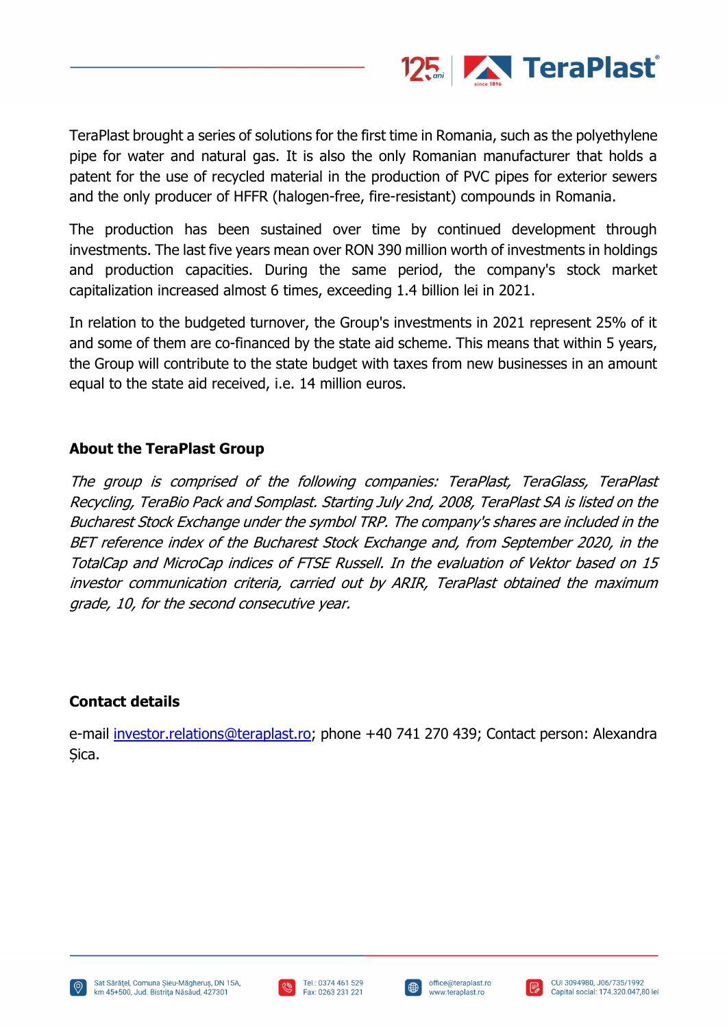TeraPlast brought a series of solutions for the first time in Romania, such as the polyethylene pipe for water and natural gas. It is also the only Romanian manufacturer that holds a patent for the use of recycled material in the production of PVC pipes for exterior sewers and the only producer of HFFR (halogen-free, fire-resistant) compounds in Romania.

The production has been sustained over time by continued development through investments. The last five years mean over RON 390 million worth of investments in holdings and production capacities. During the same period, the company's stock market capitalization increased almost 6 times, exceeding 1.4 billion lei in 2021.

In relation to the budgeted turnover, the Group's investments in 2021 represent 25% of it and some of them are co-financed by the state aid scheme. This means that within 5 years, the Group will contribute to the state budget with taxes from new businesses in an amount equal to the state aid received, i.e. 14 million euros.

## About the TeraPlast Group

*The group is comprised of the following companies: TeraPlast, TeraGlass, TeraPlast Recycling, TeraBio Pack and Somplast. Starting July 2nd, 2008, TeraPlast SA is listed on the Bucharest Stock Exchange under the symbol TRP. The company's shares are included in the BET reference index of the Bucharest Stock Exchange and, from September 2020, in the TotalCap and MicroCap indices of FTSE Russell. In the evaluation of Vektor based on 15 investor communication criteria, carried out by ARIR, TeraPlast obtained the maximum grade, 10, for the second consecutive year.*

## Contact details

e-mail investor.relations@teraplast.ro; phone +40 741 270 439; Contact person: Alexandra Șica.